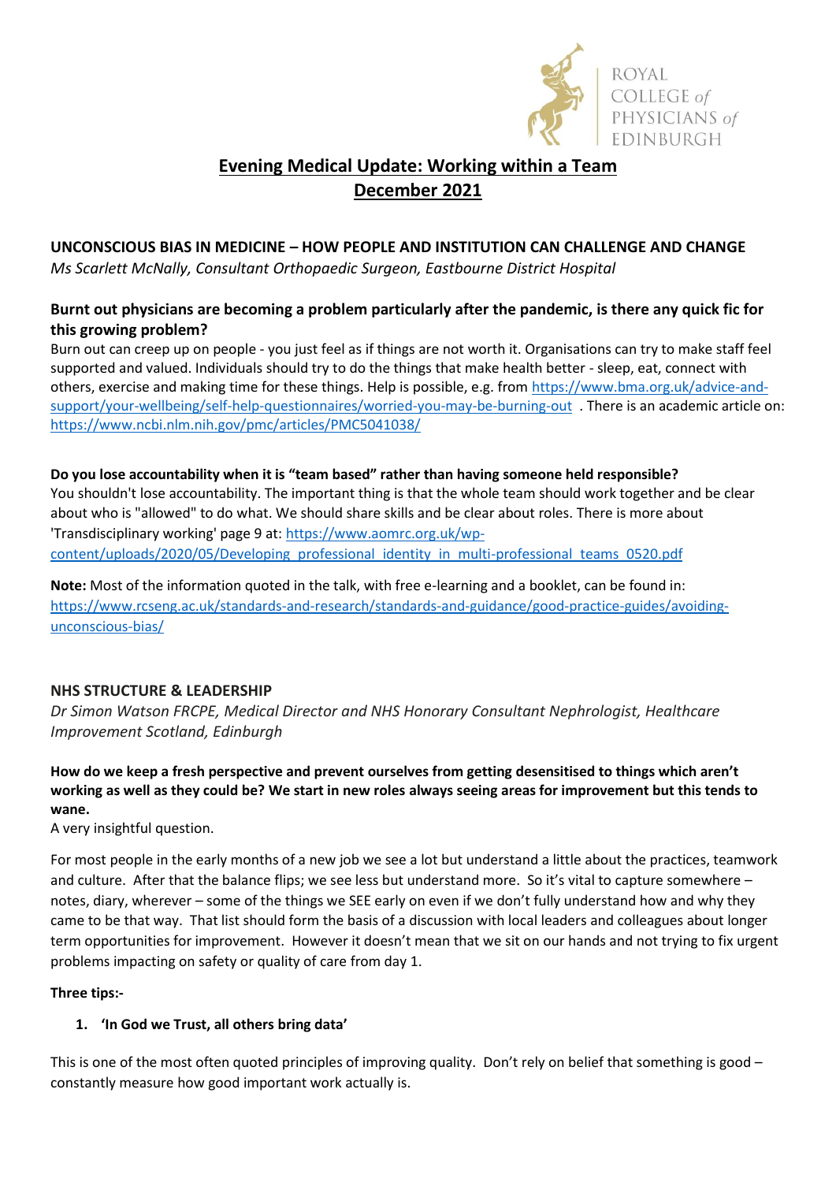ROYAL COLLEGE of PHYSICIANS of EDINBURGH

# Evening Medical Update: Working within a Team
# December 2021

## UNCONSCIOUS BIAS IN MEDICINE – HOW PEOPLE AND INSTITUTION CAN CHALLENGE AND CHANGE

*Ms Scarlett McNally, Consultant Orthopaedic Surgeon, Eastbourne District Hospital*

### Burnt out physicians are becoming a problem particularly after the pandemic, is there any quick fic for this growing problem?

Burn out can creep up on people - you just feel as if things are not worth it. Organisations can try to make staff feel supported and valued. Individuals should try to do the things that make health better - sleep, eat, connect with others, exercise and making time for these things. Help is possible, e.g. from https://www.bma.org.uk/advice-and-support/your-wellbeing/self-help-questionnaires/worried-you-may-be-burning-out . There is an academic article on: https://www.ncbi.nlm.nih.gov/pmc/articles/PMC5041038/

**Do you lose accountability when it is "team based" rather than having someone held responsible?**

You shouldn't lose accountability. The important thing is that the whole team should work together and be clear about who is "allowed" to do what. We should share skills and be clear about roles. There is more about 'Transdisciplinary working' page 9 at: https://www.aomrc.org.uk/wp-content/uploads/2020/05/Developing_professional_identity_in_multi-professional_teams_0520.pdf

**Note:** Most of the information quoted in the talk, with free e-learning and a booklet, can be found in: https://www.rcseng.ac.uk/standards-and-research/standards-and-guidance/good-practice-guides/avoiding-unconscious-bias/

## NHS STRUCTURE & LEADERSHIP

*Dr Simon Watson FRCPE, Medical Director and NHS Honorary Consultant Nephrologist, Healthcare Improvement Scotland, Edinburgh*

### How do we keep a fresh perspective and prevent ourselves from getting desensitised to things which aren't working as well as they could be? We start in new roles always seeing areas for improvement but this tends to wane.

A very insightful question.

For most people in the early months of a new job we see a lot but understand a little about the practices, teamwork and culture. After that the balance flips; we see less but understand more. So it's vital to capture somewhere – notes, diary, wherever – some of the things we SEE early on even if we don't fully understand how and why they came to be that way. That list should form the basis of a discussion with local leaders and colleagues about longer term opportunities for improvement. However it doesn't mean that we sit on our hands and not trying to fix urgent problems impacting on safety or quality of care from day 1.

**Three tips:-**

1. **'In God we Trust, all others bring data'**

This is one of the most often quoted principles of improving quality. Don't rely on belief that something is good – constantly measure how good important work actually is.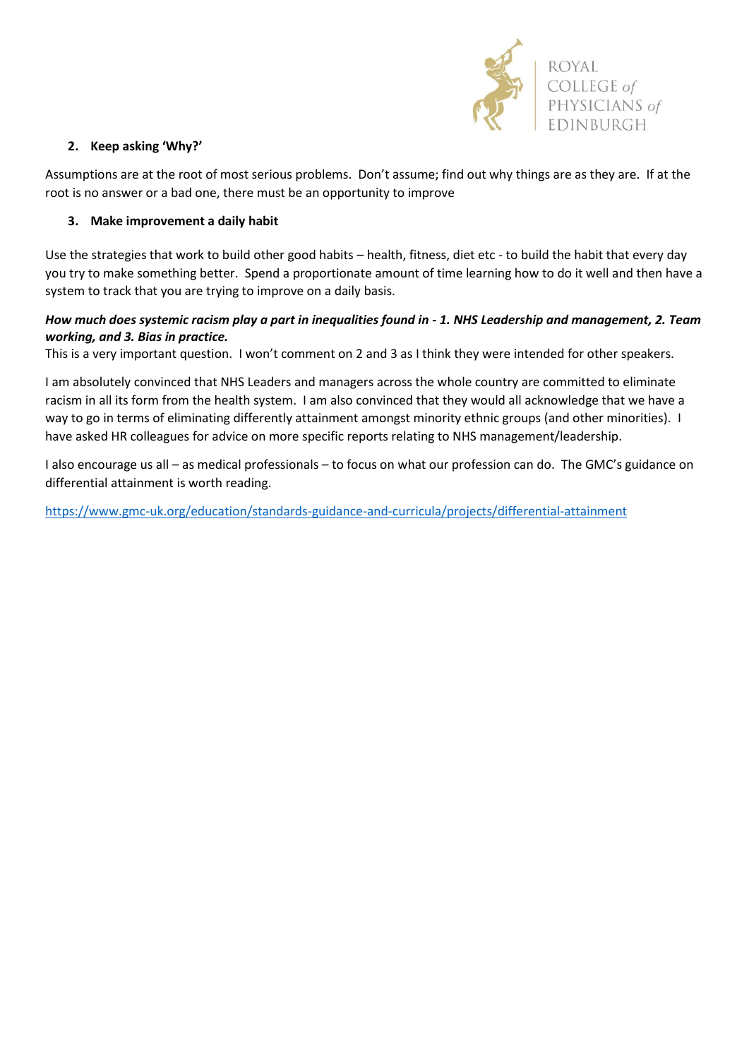2. **Keep asking 'Why?'**

Assumptions are at the root of most serious problems. Don't assume; find out why things are as they are. If at the root is no answer or a bad one, there must be an opportunity to improve

3. **Make improvement a daily habit**

Use the strategies that work to build other good habits – health, fitness, diet etc - to build the habit that every day you try to make something better. Spend a proportionate amount of time learning how to do it well and then have a system to track that you are trying to improve on a daily basis.

***How much does systemic racism play a part in inequalities found in - 1. NHS Leadership and management, 2. Team working, and 3. Bias in practice.***

This is a very important question. I won't comment on 2 and 3 as I think they were intended for other speakers.

I am absolutely convinced that NHS Leaders and managers across the whole country are committed to eliminate racism in all its form from the health system. I am also convinced that they would all acknowledge that we have a way to go in terms of eliminating differently attainment amongst minority ethnic groups (and other minorities). I have asked HR colleagues for advice on more specific reports relating to NHS management/leadership.

I also encourage us all – as medical professionals – to focus on what our profession can do. The GMC's guidance on differential attainment is worth reading.

https://www.gmc-uk.org/education/standards-guidance-and-curricula/projects/differential-attainment